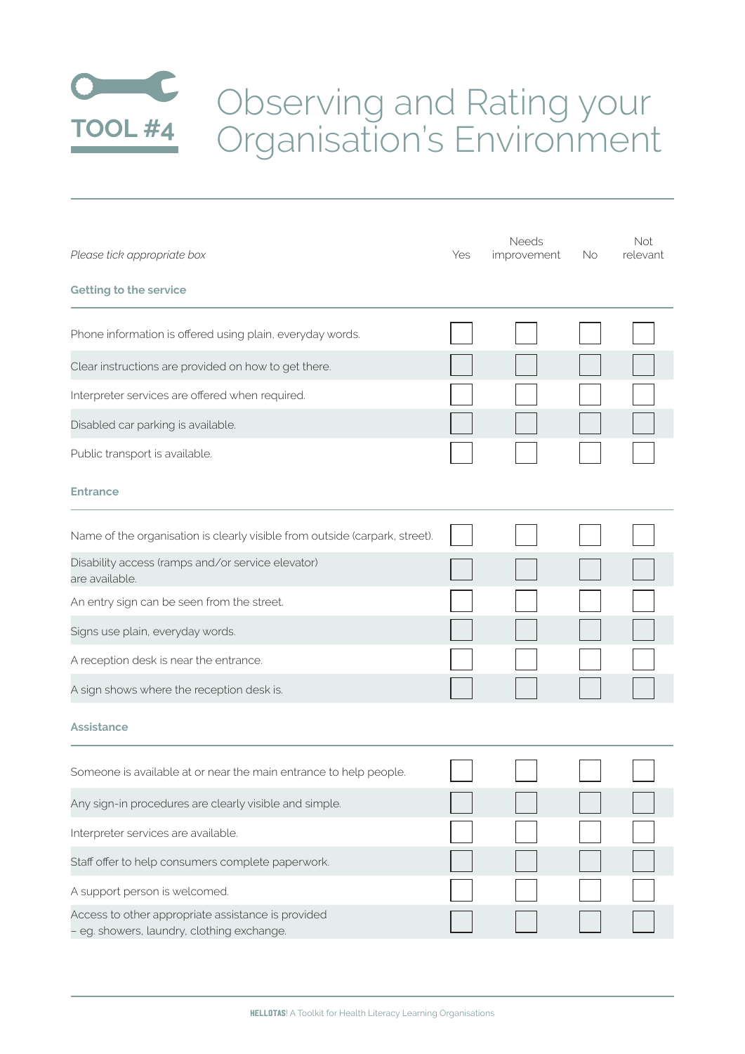**TOOL #4**

# Observing and Rating your Organisation's Environment

| *Please tick appropriate box* | Yes | Needs improvement | No | Not relevant |
|---|---|---|---|---|
| **Getting to the service** | | | | |
| Phone information is offered using plain, everyday words. | ☐ | ☐ | ☐ | ☐ |
| Clear instructions are provided on how to get there. | ☐ | ☐ | ☐ | ☐ |
| Interpreter services are offered when required. | ☐ | ☐ | ☐ | ☐ |
| Disabled car parking is available. | ☐ | ☐ | ☐ | ☐ |
| Public transport is available. | ☐ | ☐ | ☐ | ☐ |
| **Entrance** | | | | |
| Name of the organisation is clearly visible from outside (carpark, street). | ☐ | ☐ | ☐ | ☐ |
| Disability access (ramps and/or service elevator) are available. | ☐ | ☐ | ☐ | ☐ |
| An entry sign can be seen from the street. | ☐ | ☐ | ☐ | ☐ |
| Signs use plain, everyday words. | ☐ | ☐ | ☐ | ☐ |
| A reception desk is near the entrance. | ☐ | ☐ | ☐ | ☐ |
| A sign shows where the reception desk is. | ☐ | ☐ | ☐ | ☐ |
| **Assistance** | | | | |
| Someone is available at or near the main entrance to help people. | ☐ | ☐ | ☐ | ☐ |
| Any sign-in procedures are clearly visible and simple. | ☐ | ☐ | ☐ | ☐ |
| Interpreter services are available. | ☐ | ☐ | ☐ | ☐ |
| Staff offer to help consumers complete paperwork. | ☐ | ☐ | ☐ | ☐ |
| A support person is welcomed. | ☐ | ☐ | ☐ | ☐ |
| Access to other appropriate assistance is provided – eg. showers, laundry, clothing exchange. | ☐ | ☐ | ☐ | ☐ |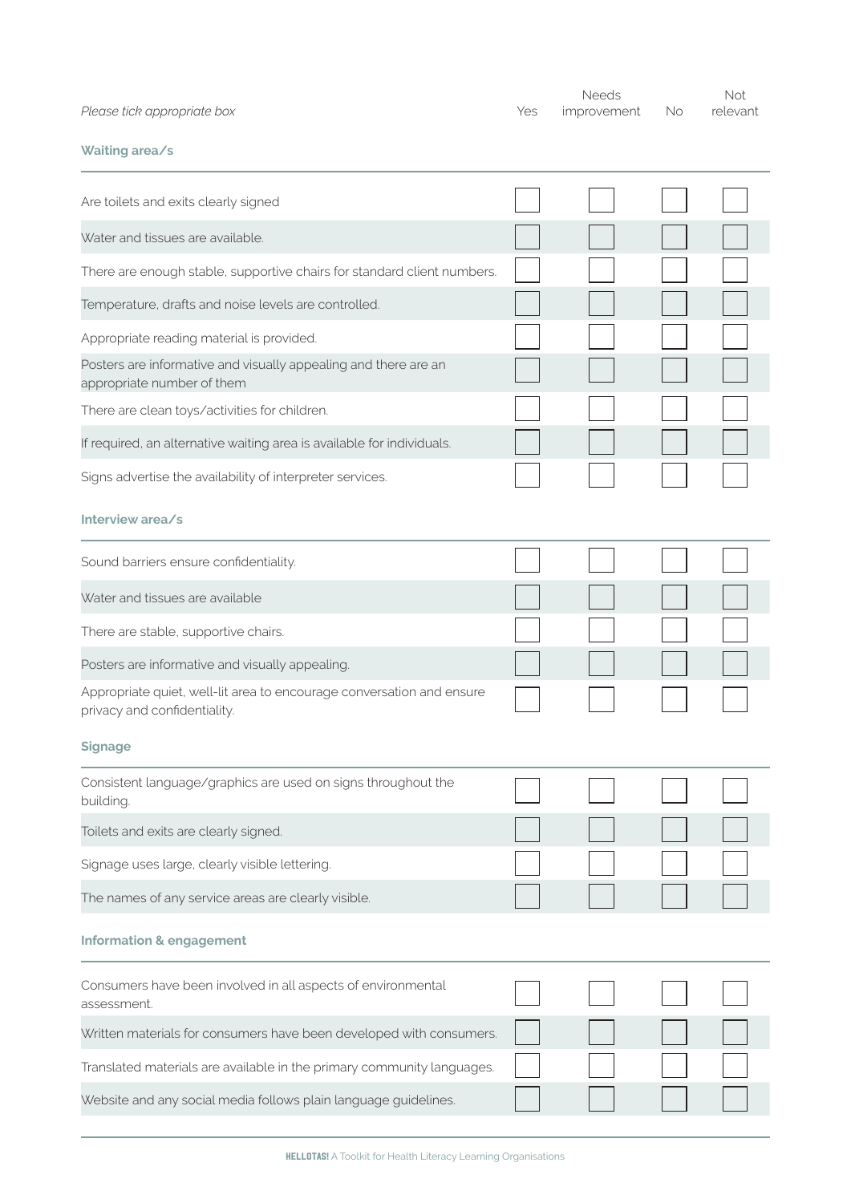| *Please tick appropriate box* | Yes | Needs improvement | No | Not relevant |
|---|---|---|---|---|
| **Waiting area/s** | | | | |
| Are toilets and exits clearly signed | ☐ | ☐ | ☐ | ☐ |
| Water and tissues are available. | ☐ | ☐ | ☐ | ☐ |
| There are enough stable, supportive chairs for standard client numbers. | ☐ | ☐ | ☐ | ☐ |
| Temperature, drafts and noise levels are controlled. | ☐ | ☐ | ☐ | ☐ |
| Appropriate reading material is provided. | ☐ | ☐ | ☐ | ☐ |
| Posters are informative and visually appealing and there are an appropriate number of them | ☐ | ☐ | ☐ | ☐ |
| There are clean toys/activities for children. | ☐ | ☐ | ☐ | ☐ |
| If required, an alternative waiting area is available for individuals. | ☐ | ☐ | ☐ | ☐ |
| Signs advertise the availability of interpreter services. | ☐ | ☐ | ☐ | ☐ |
| **Interview area/s** | | | | |
| Sound barriers ensure confidentiality. | ☐ | ☐ | ☐ | ☐ |
| Water and tissues are available | ☐ | ☐ | ☐ | ☐ |
| There are stable, supportive chairs. | ☐ | ☐ | ☐ | ☐ |
| Posters are informative and visually appealing. | ☐ | ☐ | ☐ | ☐ |
| Appropriate quiet, well-lit area to encourage conversation and ensure privacy and confidentiality. | ☐ | ☐ | ☐ | ☐ |
| **Signage** | | | | |
| Consistent language/graphics are used on signs throughout the building. | ☐ | ☐ | ☐ | ☐ |
| Toilets and exits are clearly signed. | ☐ | ☐ | ☐ | ☐ |
| Signage uses large, clearly visible lettering. | ☐ | ☐ | ☐ | ☐ |
| The names of any service areas are clearly visible. | ☐ | ☐ | ☐ | ☐ |
| **Information & engagement** | | | | |
| Consumers have been involved in all aspects of environmental assessment. | ☐ | ☐ | ☐ | ☐ |
| Written materials for consumers have been developed with consumers. | ☐ | ☐ | ☐ | ☐ |
| Translated materials are available in the primary community languages. | ☐ | ☐ | ☐ | ☐ |
| Website and any social media follows plain language guidelines. | ☐ | ☐ | ☐ | ☐ |